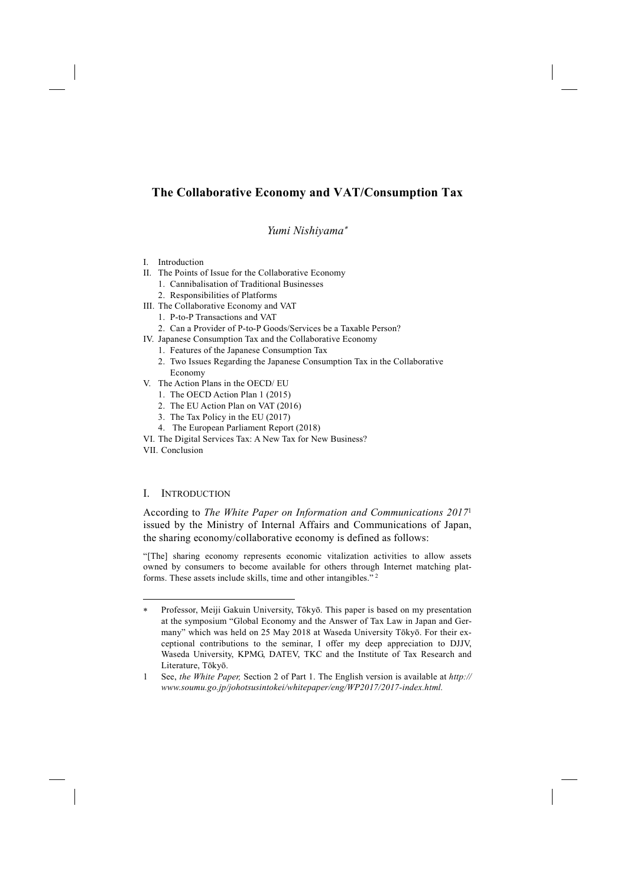# The Collaborative Economy and VAT/Consumption Tax

*Yumi Nishiyama*[*]

I. Introduction
II. The Points of Issue for the Collaborative Economy
  1. Cannibalisation of Traditional Businesses
  2. Responsibilities of Platforms
III. The Collaborative Economy and VAT
  1. P-to-P Transactions and VAT
  2. Can a Provider of P-to-P Goods/Services be a Taxable Person?
IV. Japanese Consumption Tax and the Collaborative Economy
  1. Features of the Japanese Consumption Tax
  2. Two Issues Regarding the Japanese Consumption Tax in the Collaborative Economy
V. The Action Plans in the OECD/ EU
  1. The OECD Action Plan 1 (2015)
  2. The EU Action Plan on VAT (2016)
  3. The Tax Policy in the EU (2017)
  4. The European Parliament Report (2018)
VI. The Digital Services Tax: A New Tax for New Business?
VII. Conclusion

## I. Introduction

According to *The White Paper on Information and Communications 2017*[1] issued by the Ministry of Internal Affairs and Communications of Japan, the sharing economy/collaborative economy is defined as follows:

"[The] sharing economy represents economic vitalization activities to allow assets owned by consumers to become available for others through Internet matching platforms. These assets include skills, time and other intangibles." [2]

---

\* Professor, Meiji Gakuin University, Tōkyō. This paper is based on my presentation at the symposium "Global Economy and the Answer of Tax Law in Japan and Germany" which was held on 25 May 2018 at Waseda University Tōkyō. For their exceptional contributions to the seminar, I offer my deep appreciation to DJJV, Waseda University, KPMG, DATEV, TKC and the Institute of Tax Research and Literature, Tōkyō.

1 See, *the White Paper,* Section 2 of Part 1. The English version is available at *http://www.soumu.go.jp/johotsusintokei/whitepaper/eng/WP2017/2017-index.html.*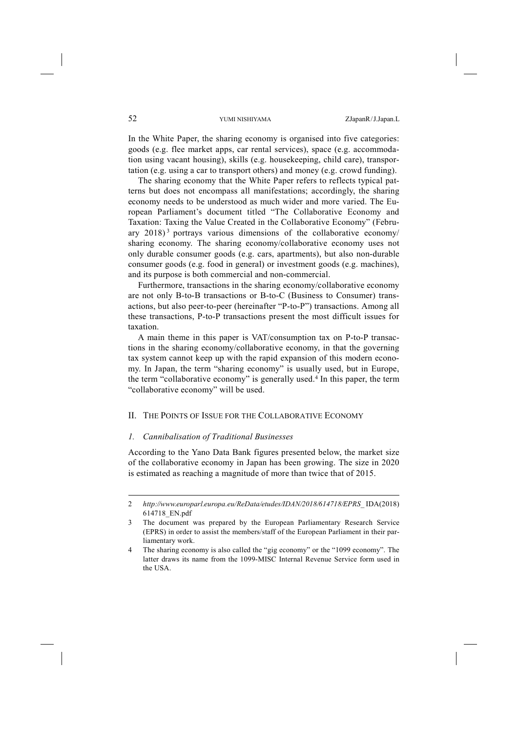In the White Paper, the sharing economy is organised into five categories: goods (e.g. flee market apps, car rental services), space (e.g. accommodation using vacant housing), skills (e.g. housekeeping, child care), transportation (e.g. using a car to transport others) and money (e.g. crowd funding).

The sharing economy that the White Paper refers to reflects typical patterns but does not encompass all manifestations; accordingly, the sharing economy needs to be understood as much wider and more varied. The European Parliament's document titled "The Collaborative Economy and Taxation: Taxing the Value Created in the Collaborative Economy" (February 2018)[3] portrays various dimensions of the collaborative economy/sharing economy. The sharing economy/collaborative economy uses not only durable consumer goods (e.g. cars, apartments), but also non-durable consumer goods (e.g. food in general) or investment goods (e.g. machines), and its purpose is both commercial and non-commercial.

Furthermore, transactions in the sharing economy/collaborative economy are not only B-to-B transactions or B-to-C (Business to Consumer) transactions, but also peer-to-peer (hereinafter "P-to-P") transactions. Among all these transactions, P-to-P transactions present the most difficult issues for taxation.

A main theme in this paper is VAT/consumption tax on P-to-P transactions in the sharing economy/collaborative economy, in that the governing tax system cannot keep up with the rapid expansion of this modern economy. In Japan, the term "sharing economy" is usually used, but in Europe, the term "collaborative economy" is generally used.[4] In this paper, the term "collaborative economy" will be used.

## II. The Points of Issue for the Collaborative Economy

### *1. Cannibalisation of Traditional Businesses*

According to the Yano Data Bank figures presented below, the market size of the collaborative economy in Japan has been growing. The size in 2020 is estimated as reaching a magnitude of more than twice that of 2015.

---

2 *http://www.europarl.europa.eu/ReData/etudes/IDAN/2018/614718/EPRS_*IDA(2018)614718_EN.pdf

3 The document was prepared by the European Parliamentary Research Service (EPRS) in order to assist the members/staff of the European Parliament in their parliamentary work.

4 The sharing economy is also called the "gig economy" or the "1099 economy". The latter draws its name from the 1099-MISC Internal Revenue Service form used in the USA.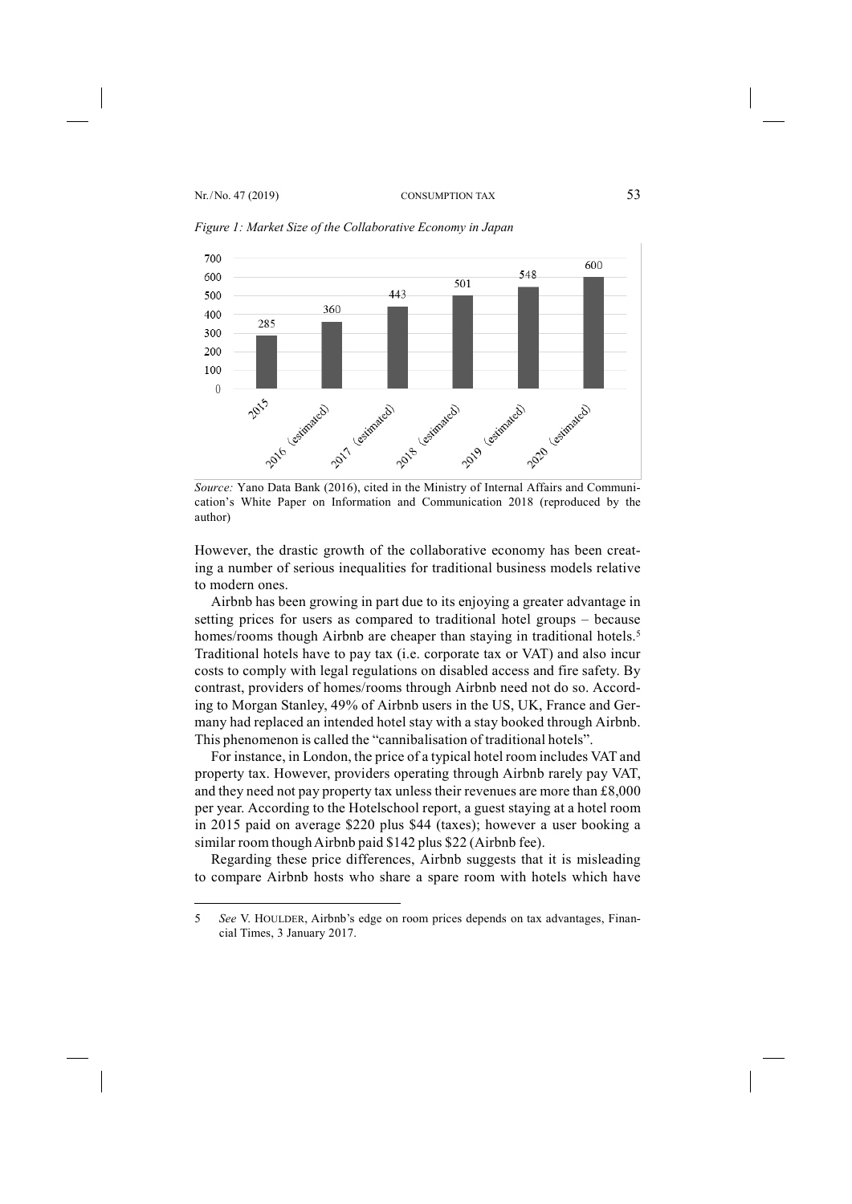*Figure 1: Market Size of the Collaborative Economy in Japan*

| Year | Market Size |
|---|---|
| 2015 | 285 |
| 2016 (estimated) | 360 |
| 2017 (estimated) | 443 |
| 2018 (estimated) | 501 |
| 2019 (estimated) | 548 |
| 2020 (estimated) | 600 |

*Source:* Yano Data Bank (2016), cited in the Ministry of Internal Affairs and Communication's White Paper on Information and Communication 2018 (reproduced by the author)

However, the drastic growth of the collaborative economy has been creating a number of serious inequalities for traditional business models relative to modern ones.

Airbnb has been growing in part due to its enjoying a greater advantage in setting prices for users as compared to traditional hotel groups – because homes/rooms though Airbnb are cheaper than staying in traditional hotels.[5] Traditional hotels have to pay tax (i.e. corporate tax or VAT) and also incur costs to comply with legal regulations on disabled access and fire safety. By contrast, providers of homes/rooms through Airbnb need not do so. According to Morgan Stanley, 49% of Airbnb users in the US, UK, France and Germany had replaced an intended hotel stay with a stay booked through Airbnb. This phenomenon is called the "cannibalisation of traditional hotels".

For instance, in London, the price of a typical hotel room includes VAT and property tax. However, providers operating through Airbnb rarely pay VAT, and they need not pay property tax unless their revenues are more than £8,000 per year. According to the Hotelschool report, a guest staying at a hotel room in 2015 paid on average $220 plus $44 (taxes); however a user booking a similar room though Airbnb paid $142 plus $22 (Airbnb fee).

Regarding these price differences, Airbnb suggests that it is misleading to compare Airbnb hosts who share a spare room with hotels which have

---

5 *See* V. HOULDER, Airbnb's edge on room prices depends on tax advantages, Financial Times, 3 January 2017.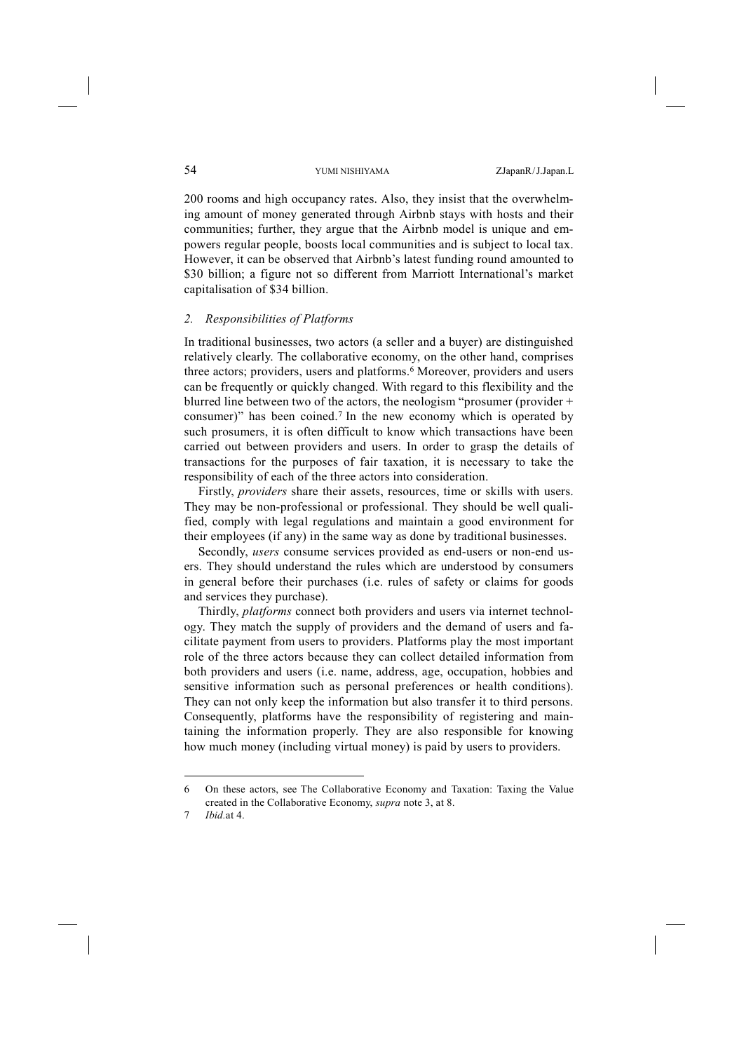200 rooms and high occupancy rates. Also, they insist that the overwhelming amount of money generated through Airbnb stays with hosts and their communities; further, they argue that the Airbnb model is unique and empowers regular people, boosts local communities and is subject to local tax. However, it can be observed that Airbnb's latest funding round amounted to \$30 billion; a figure not so different from Marriott International's market capitalisation of \$34 billion.

### 2. *Responsibilities of Platforms*

In traditional businesses, two actors (a seller and a buyer) are distinguished relatively clearly. The collaborative economy, on the other hand, comprises three actors; providers, users and platforms.[6] Moreover, providers and users can be frequently or quickly changed. With regard to this flexibility and the blurred line between two of the actors, the neologism "prosumer (provider + consumer)" has been coined.[7] In the new economy which is operated by such prosumers, it is often difficult to know which transactions have been carried out between providers and users. In order to grasp the details of transactions for the purposes of fair taxation, it is necessary to take the responsibility of each of the three actors into consideration.

Firstly, *providers* share their assets, resources, time or skills with users. They may be non-professional or professional. They should be well qualified, comply with legal regulations and maintain a good environment for their employees (if any) in the same way as done by traditional businesses.

Secondly, *users* consume services provided as end-users or non-end users. They should understand the rules which are understood by consumers in general before their purchases (i.e. rules of safety or claims for goods and services they purchase).

Thirdly, *platforms* connect both providers and users via internet technology. They match the supply of providers and the demand of users and facilitate payment from users to providers. Platforms play the most important role of the three actors because they can collect detailed information from both providers and users (i.e. name, address, age, occupation, hobbies and sensitive information such as personal preferences or health conditions). They can not only keep the information but also transfer it to third persons. Consequently, platforms have the responsibility of registering and maintaining the information properly. They are also responsible for knowing how much money (including virtual money) is paid by users to providers.

---

6 On these actors, see The Collaborative Economy and Taxation: Taxing the Value created in the Collaborative Economy, *supra* note 3, at 8.

7 *Ibid.* at 4.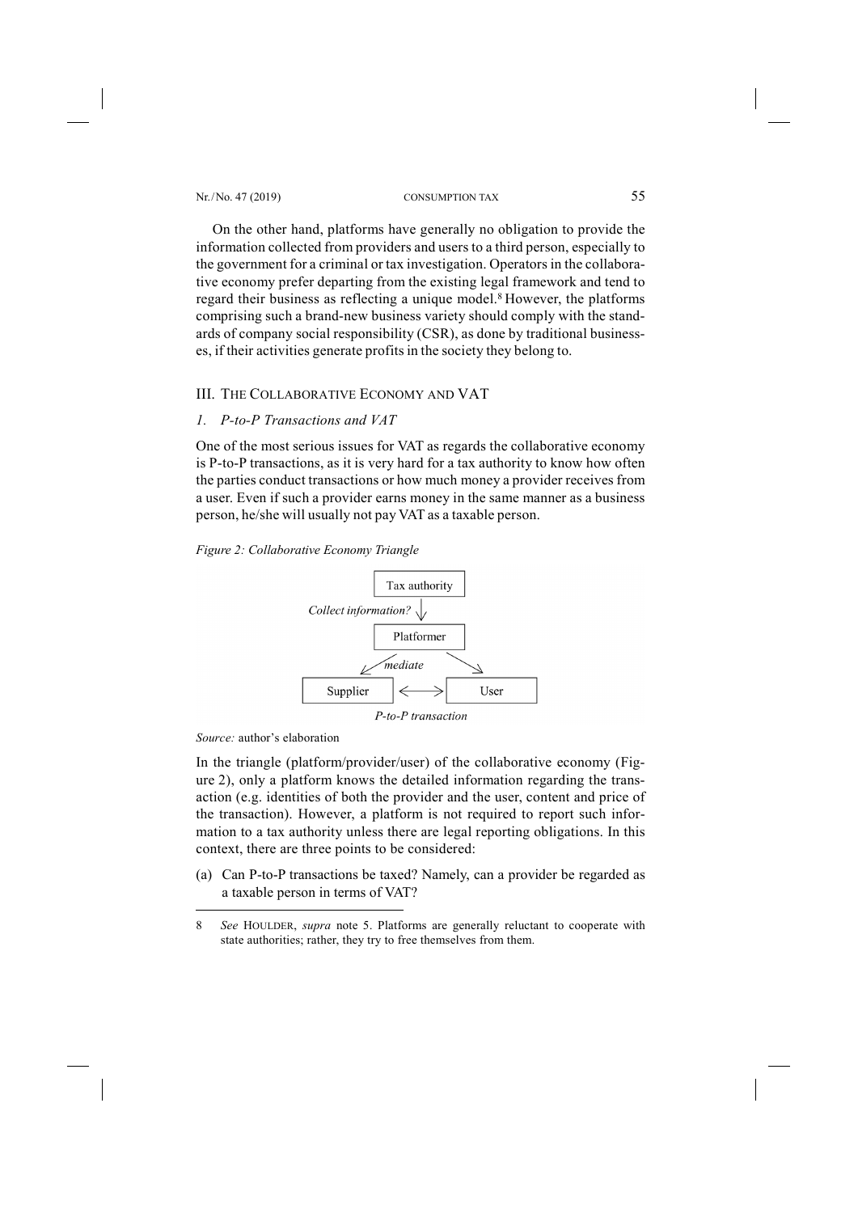On the other hand, platforms have generally no obligation to provide the information collected from providers and users to a third person, especially to the government for a criminal or tax investigation. Operators in the collaborative economy prefer departing from the existing legal framework and tend to regard their business as reflecting a unique model.[8] However, the platforms comprising such a brand-new business variety should comply with the standards of company social responsibility (CSR), as done by traditional businesses, if their activities generate profits in the society they belong to.

## III. THE COLLABORATIVE ECONOMY AND VAT

### *1. P-to-P Transactions and VAT*

One of the most serious issues for VAT as regards the collaborative economy is P-to-P transactions, as it is very hard for a tax authority to know how often the parties conduct transactions or how much money a provider receives from a user. Even if such a provider earns money in the same manner as a business person, he/she will usually not pay VAT as a taxable person.

*Figure 2: Collaborative Economy Triangle*

Tax authority

*Collect information?*

Platformer

*mediate*

Supplier ⟷ User

*P-to-P transaction*

*Source:* author's elaboration

In the triangle (platform/provider/user) of the collaborative economy (Figure 2), only a platform knows the detailed information regarding the transaction (e.g. identities of both the provider and the user, content and price of the transaction). However, a platform is not required to report such information to a tax authority unless there are legal reporting obligations. In this context, there are three points to be considered:

(a) Can P-to-P transactions be taxed? Namely, can a provider be regarded as a taxable person in terms of VAT?

---

8 *See* HOULDER, *supra* note 5. Platforms are generally reluctant to cooperate with state authorities; rather, they try to free themselves from them.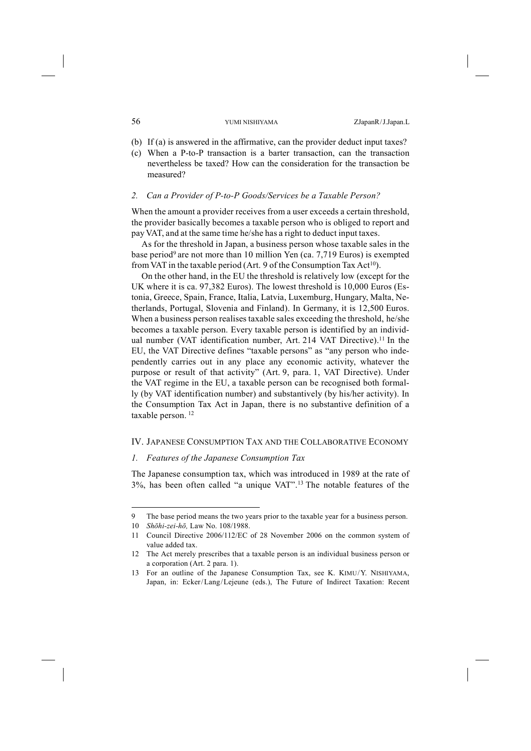(b) If (a) is answered in the affirmative, can the provider deduct input taxes?

(c) When a P-to-P transaction is a barter transaction, can the transaction nevertheless be taxed? How can the consideration for the transaction be measured?

### 2. *Can a Provider of P-to-P Goods/Services be a Taxable Person?*

When the amount a provider receives from a user exceeds a certain threshold, the provider basically becomes a taxable person who is obliged to report and pay VAT, and at the same time he/she has a right to deduct input taxes.

As for the threshold in Japan, a business person whose taxable sales in the base period[9] are not more than 10 million Yen (ca. 7,719 Euros) is exempted from VAT in the taxable period (Art. 9 of the Consumption Tax Act[10]).

On the other hand, in the EU the threshold is relatively low (except for the UK where it is ca. 97,382 Euros). The lowest threshold is 10,000 Euros (Estonia, Greece, Spain, France, Italia, Latvia, Luxemburg, Hungary, Malta, Netherlands, Portugal, Slovenia and Finland). In Germany, it is 12,500 Euros. When a business person realises taxable sales exceeding the threshold, he/she becomes a taxable person. Every taxable person is identified by an individual number (VAT identification number, Art. 214 VAT Directive).[11] In the EU, the VAT Directive defines "taxable persons" as "any person who independently carries out in any place any economic activity, whatever the purpose or result of that activity" (Art. 9, para. 1, VAT Directive). Under the VAT regime in the EU, a taxable person can be recognised both formally (by VAT identification number) and substantively (by his/her activity). In the Consumption Tax Act in Japan, there is no substantive definition of a taxable person. [12]

## IV. Japanese Consumption Tax and the Collaborative Economy

### 1. *Features of the Japanese Consumption Tax*

The Japanese consumption tax, which was introduced in 1989 at the rate of 3%, has been often called "a unique VAT".[13] The notable features of the

---

9 The base period means the two years prior to the taxable year for a business person.

10 *Shōhi-zei-hō,* Law No. 108/1988.

11 Council Directive 2006/112/EC of 28 November 2006 on the common system of value added tax.

12 The Act merely prescribes that a taxable person is an individual business person or a corporation (Art. 2 para. 1).

13 For an outline of the Japanese Consumption Tax, see K. Kimu/Y. Nishiyama, Japan, in: Ecker/Lang/Lejeune (eds.), The Future of Indirect Taxation: Recent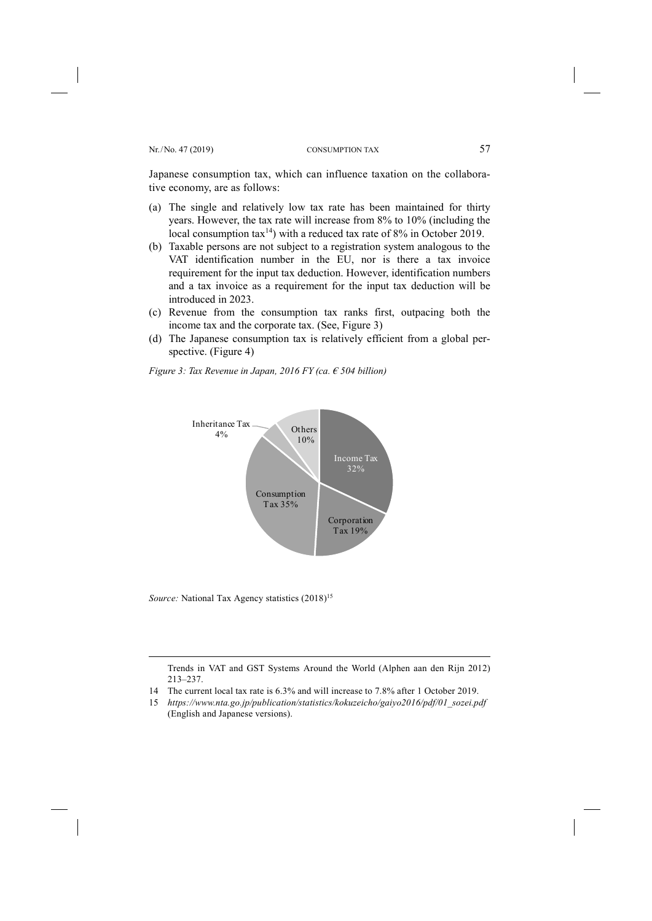Japanese consumption tax, which can influence taxation on the collaborative economy, are as follows:

(a) The single and relatively low tax rate has been maintained for thirty years. However, the tax rate will increase from 8% to 10% (including the local consumption tax[14]) with a reduced tax rate of 8% in October 2019.
(b) Taxable persons are not subject to a registration system analogous to the VAT identification number in the EU, nor is there a tax invoice requirement for the input tax deduction. However, identification numbers and a tax invoice as a requirement for the input tax deduction will be introduced in 2023.
(c) Revenue from the consumption tax ranks first, outpacing both the income tax and the corporate tax. (See, Figure 3)
(d) The Japanese consumption tax is relatively efficient from a global perspective. (Figure 4)

*Figure 3: Tax Revenue in Japan, 2016 FY (ca. € 504 billion)*

| Tax | Share |
|---|---|
| Income Tax | 32% |
| Corporation Tax | 19% |
| Consumption Tax | 35% |
| Inheritance Tax | 4% |
| Others | 10% |

*Source:* National Tax Agency statistics (2018)[15]

---

Trends in VAT and GST Systems Around the World (Alphen aan den Rijn 2012) 213–237.

14 The current local tax rate is 6.3% and will increase to 7.8% after 1 October 2019.

15 *https://www.nta.go.jp/publication/statistics/kokuzeicho/gaiyo2016/pdf/01_sozei.pdf* (English and Japanese versions).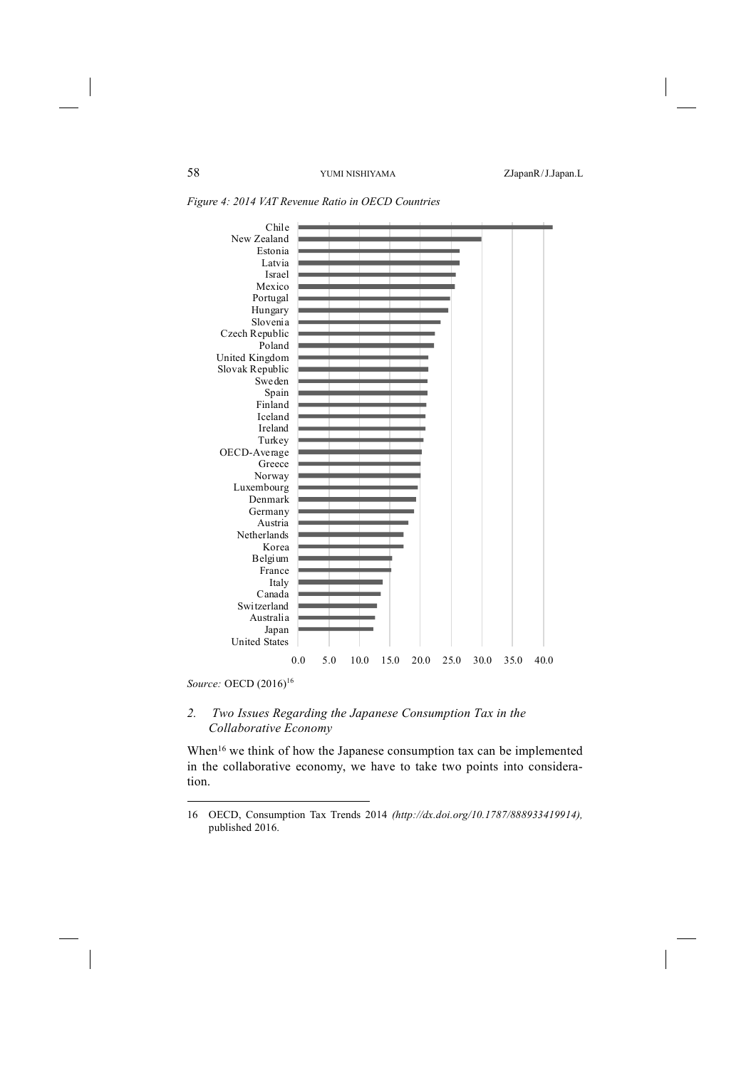*Figure 4: 2014 VAT Revenue Ratio in OECD Countries*

Chile
New Zealand
Estonia
Latvia
Israel
Mexico
Portugal
Hungary
Slovenia
Czech Republic
Poland
United Kingdom
Slovak Republic
Sweden
Spain
Finland
Iceland
Ireland
Turkey
OECD-Average
Greece
Norway
Luxembourg
Denmark
Germany
Austria
Netherlands
Korea
Belgium
France
Italy
Canada
Switzerland
Australia
Japan
United States

0.0 5.0 10.0 15.0 20.0 25.0 30.0 35.0 40.0

*Source:* OECD (2016)[16]

### 2. *Two Issues Regarding the Japanese Consumption Tax in the Collaborative Economy*

When[16] we think of how the Japanese consumption tax can be implemented in the collaborative economy, we have to take two points into consideration.

---

16 OECD, Consumption Tax Trends 2014 *(http://dx.doi.org/10.1787/888933419914),* published 2016.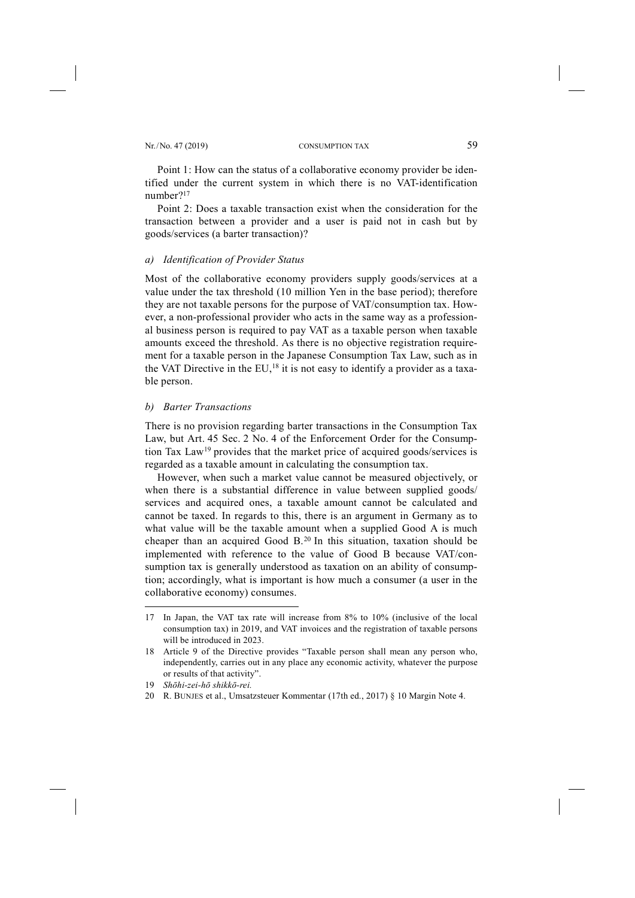Point 1: How can the status of a collaborative economy provider be identified under the current system in which there is no VAT-identification number?[17]

Point 2: Does a taxable transaction exist when the consideration for the transaction between a provider and a user is paid not in cash but by goods/services (a barter transaction)?

### *a) Identification of Provider Status*

Most of the collaborative economy providers supply goods/services at a value under the tax threshold (10 million Yen in the base period); therefore they are not taxable persons for the purpose of VAT/consumption tax. However, a non-professional provider who acts in the same way as a professional business person is required to pay VAT as a taxable person when taxable amounts exceed the threshold. As there is no objective registration requirement for a taxable person in the Japanese Consumption Tax Law, such as in the VAT Directive in the EU,[18] it is not easy to identify a provider as a taxable person.

### *b) Barter Transactions*

There is no provision regarding barter transactions in the Consumption Tax Law, but Art. 45 Sec. 2 No. 4 of the Enforcement Order for the Consumption Tax Law[19] provides that the market price of acquired goods/services is regarded as a taxable amount in calculating the consumption tax.

However, when such a market value cannot be measured objectively, or when there is a substantial difference in value between supplied goods/services and acquired ones, a taxable amount cannot be calculated and cannot be taxed. In regards to this, there is an argument in Germany as to what value will be the taxable amount when a supplied Good A is much cheaper than an acquired Good B.[20] In this situation, taxation should be implemented with reference to the value of Good B because VAT/consumption tax is generally understood as taxation on an ability of consumption; accordingly, what is important is how much a consumer (a user in the collaborative economy) consumes.

---

17 In Japan, the VAT tax rate will increase from 8% to 10% (inclusive of the local consumption tax) in 2019, and VAT invoices and the registration of taxable persons will be introduced in 2023.

18 Article 9 of the Directive provides "Taxable person shall mean any person who, independently, carries out in any place any economic activity, whatever the purpose or results of that activity".

19 *Shōhi-zei-hō shikkō-rei.*

20 R. BUNJES et al., Umsatzsteuer Kommentar (17th ed., 2017) § 10 Margin Note 4.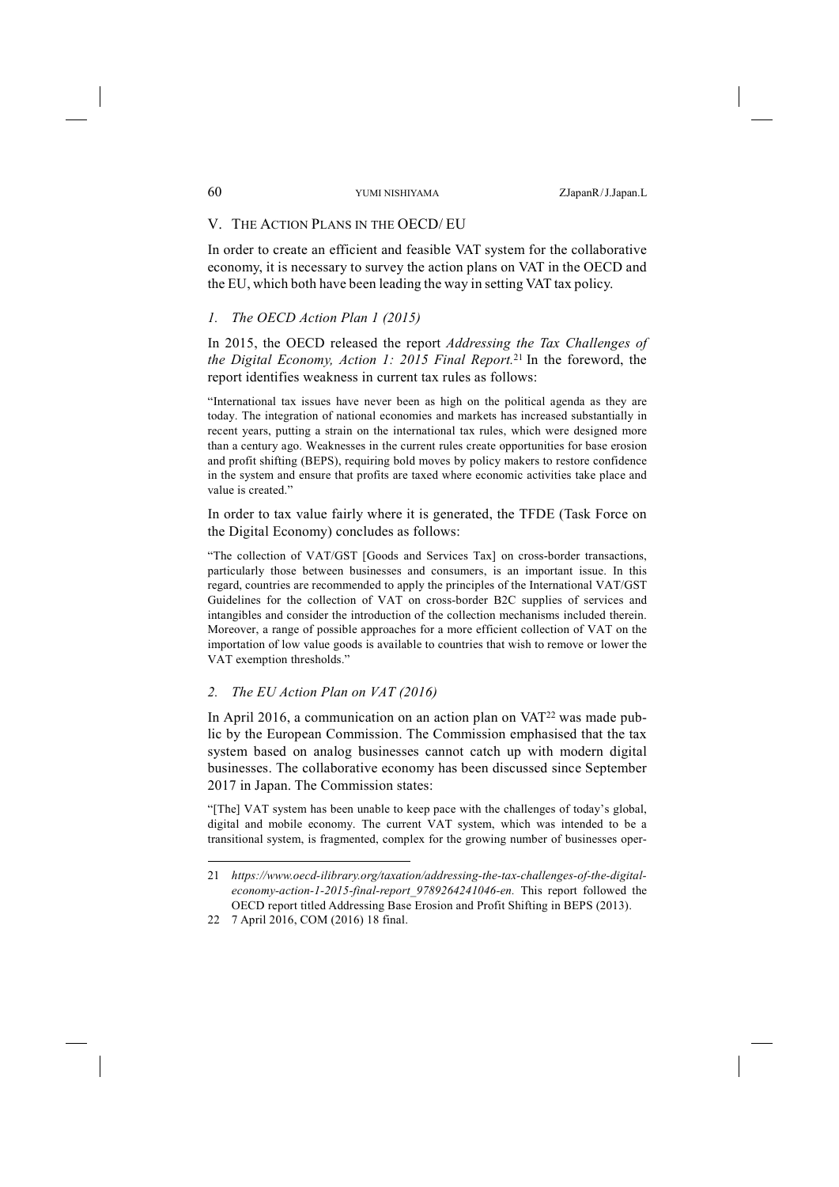## V. The Action Plans in the OECD/ EU

In order to create an efficient and feasible VAT system for the collaborative economy, it is necessary to survey the action plans on VAT in the OECD and the EU, which both have been leading the way in setting VAT tax policy.

### 1. *The OECD Action Plan 1 (2015)*

In 2015, the OECD released the report *Addressing the Tax Challenges of the Digital Economy, Action 1: 2015 Final Report.*[21] In the foreword, the report identifies weakness in current tax rules as follows:

"International tax issues have never been as high on the political agenda as they are today. The integration of national economies and markets has increased substantially in recent years, putting a strain on the international tax rules, which were designed more than a century ago. Weaknesses in the current rules create opportunities for base erosion and profit shifting (BEPS), requiring bold moves by policy makers to restore confidence in the system and ensure that profits are taxed where economic activities take place and value is created."

In order to tax value fairly where it is generated, the TFDE (Task Force on the Digital Economy) concludes as follows:

"The collection of VAT/GST [Goods and Services Tax] on cross-border transactions, particularly those between businesses and consumers, is an important issue. In this regard, countries are recommended to apply the principles of the International VAT/GST Guidelines for the collection of VAT on cross-border B2C supplies of services and intangibles and consider the introduction of the collection mechanisms included therein. Moreover, a range of possible approaches for a more efficient collection of VAT on the importation of low value goods is available to countries that wish to remove or lower the VAT exemption thresholds."

### 2. *The EU Action Plan on VAT (2016)*

In April 2016, a communication on an action plan on VAT[22] was made public by the European Commission. The Commission emphasised that the tax system based on analog businesses cannot catch up with modern digital businesses. The collaborative economy has been discussed since September 2017 in Japan. The Commission states:

"[The] VAT system has been unable to keep pace with the challenges of today's global, digital and mobile economy. The current VAT system, which was intended to be a transitional system, is fragmented, complex for the growing number of businesses oper-

---

21 *https://www.oecd-ilibrary.org/taxation/addressing-the-tax-challenges-of-the-digital-economy-action-1-2015-final-report_9789264241046-en.* This report followed the OECD report titled Addressing Base Erosion and Profit Shifting in BEPS (2013).

22 7 April 2016, COM (2016) 18 final.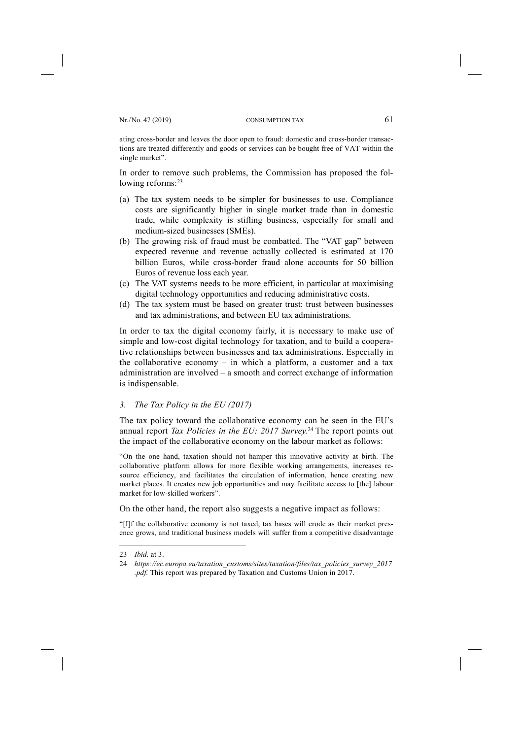ating cross-border and leaves the door open to fraud: domestic and cross-border transactions are treated differently and goods or services can be bought free of VAT within the single market".

In order to remove such problems, the Commission has proposed the following reforms:[23]

(a) The tax system needs to be simpler for businesses to use. Compliance costs are significantly higher in single market trade than in domestic trade, while complexity is stifling business, especially for small and medium-sized businesses (SMEs).
(b) The growing risk of fraud must be combatted. The "VAT gap" between expected revenue and revenue actually collected is estimated at 170 billion Euros, while cross-border fraud alone accounts for 50 billion Euros of revenue loss each year.
(c) The VAT systems needs to be more efficient, in particular at maximising digital technology opportunities and reducing administrative costs.
(d) The tax system must be based on greater trust: trust between businesses and tax administrations, and between EU tax administrations.

In order to tax the digital economy fairly, it is necessary to make use of simple and low-cost digital technology for taxation, and to build a cooperative relationships between businesses and tax administrations. Especially in the collaborative economy – in which a platform, a customer and a tax administration are involved – a smooth and correct exchange of information is indispensable.

### *3. The Tax Policy in the EU (2017)*

The tax policy toward the collaborative economy can be seen in the EU's annual report *Tax Policies in the EU: 2017 Survey.*[24] The report points out the impact of the collaborative economy on the labour market as follows:

"On the one hand, taxation should not hamper this innovative activity at birth. The collaborative platform allows for more flexible working arrangements, increases resource efficiency, and facilitates the circulation of information, hence creating new market places. It creates new job opportunities and may facilitate access to [the] labour market for low-skilled workers".

On the other hand, the report also suggests a negative impact as follows:

"[I]f the collaborative economy is not taxed, tax bases will erode as their market presence grows, and traditional business models will suffer from a competitive disadvantage

---

23 *Ibid.* at 3.

24 *https://ec.europa.eu/taxation_customs/sites/taxation/files/tax_policies_survey_2017.pdf.* This report was prepared by Taxation and Customs Union in 2017.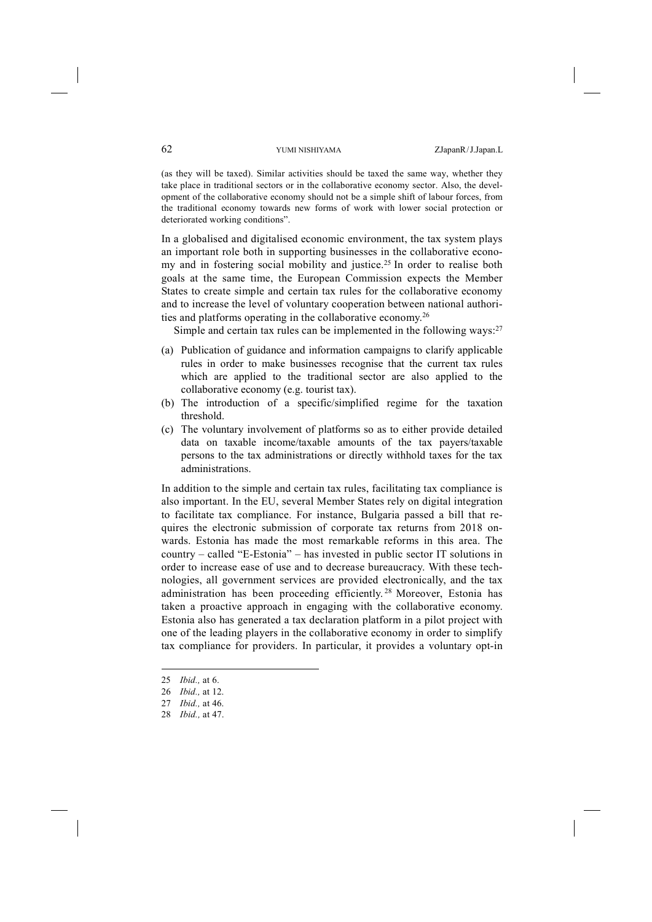(as they will be taxed). Similar activities should be taxed the same way, whether they take place in traditional sectors or in the collaborative economy sector. Also, the development of the collaborative economy should not be a simple shift of labour forces, from the traditional economy towards new forms of work with lower social protection or deteriorated working conditions".

In a globalised and digitalised economic environment, the tax system plays an important role both in supporting businesses in the collaborative economy and in fostering social mobility and justice.[25] In order to realise both goals at the same time, the European Commission expects the Member States to create simple and certain tax rules for the collaborative economy and to increase the level of voluntary cooperation between national authorities and platforms operating in the collaborative economy.[26]

Simple and certain tax rules can be implemented in the following ways:[27]

(a) Publication of guidance and information campaigns to clarify applicable rules in order to make businesses recognise that the current tax rules which are applied to the traditional sector are also applied to the collaborative economy (e.g. tourist tax).
(b) The introduction of a specific/simplified regime for the taxation threshold.
(c) The voluntary involvement of platforms so as to either provide detailed data on taxable income/taxable amounts of the tax payers/taxable persons to the tax administrations or directly withhold taxes for the tax administrations.

In addition to the simple and certain tax rules, facilitating tax compliance is also important. In the EU, several Member States rely on digital integration to facilitate tax compliance. For instance, Bulgaria passed a bill that requires the electronic submission of corporate tax returns from 2018 onwards. Estonia has made the most remarkable reforms in this area. The country – called "E-Estonia" – has invested in public sector IT solutions in order to increase ease of use and to decrease bureaucracy. With these technologies, all government services are provided electronically, and the tax administration has been proceeding efficiently.[28] Moreover, Estonia has taken a proactive approach in engaging with the collaborative economy. Estonia also has generated a tax declaration platform in a pilot project with one of the leading players in the collaborative economy in order to simplify tax compliance for providers. In particular, it provides a voluntary opt-in

---

25 *Ibid.,* at 6.

26 *Ibid.,* at 12.

27 *Ibid.,* at 46.

28 *Ibid.,* at 47.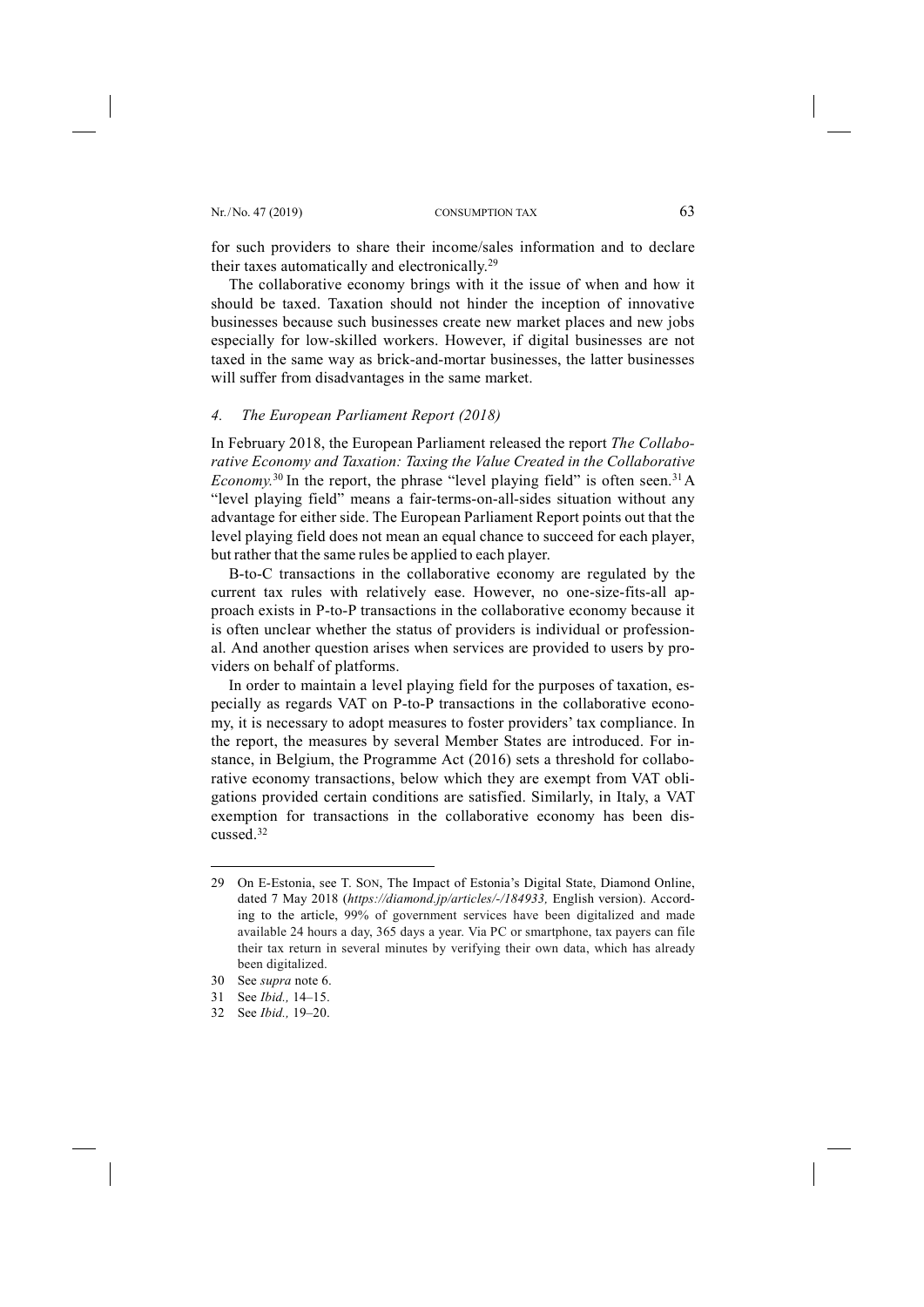for such providers to share their income/sales information and to declare their taxes automatically and electronically.[29]

The collaborative economy brings with it the issue of when and how it should be taxed. Taxation should not hinder the inception of innovative businesses because such businesses create new market places and new jobs especially for low-skilled workers. However, if digital businesses are not taxed in the same way as brick-and-mortar businesses, the latter businesses will suffer from disadvantages in the same market.

### *4. The European Parliament Report (2018)*

In February 2018, the European Parliament released the report *The Collaborative Economy and Taxation: Taxing the Value Created in the Collaborative Economy.*[30] In the report, the phrase "level playing field" is often seen.[31] A "level playing field" means a fair-terms-on-all-sides situation without any advantage for either side. The European Parliament Report points out that the level playing field does not mean an equal chance to succeed for each player, but rather that the same rules be applied to each player.

B-to-C transactions in the collaborative economy are regulated by the current tax rules with relatively ease. However, no one-size-fits-all approach exists in P-to-P transactions in the collaborative economy because it is often unclear whether the status of providers is individual or professional. And another question arises when services are provided to users by providers on behalf of platforms.

In order to maintain a level playing field for the purposes of taxation, especially as regards VAT on P-to-P transactions in the collaborative economy, it is necessary to adopt measures to foster providers' tax compliance. In the report, the measures by several Member States are introduced. For instance, in Belgium, the Programme Act (2016) sets a threshold for collaborative economy transactions, below which they are exempt from VAT obligations provided certain conditions are satisfied. Similarly, in Italy, a VAT exemption for transactions in the collaborative economy has been discussed.[32]

---

29 On E-Estonia, see T. Son, The Impact of Estonia's Digital State, Diamond Online, dated 7 May 2018 (*https://diamond.jp/articles/-/184933,* English version). According to the article, 99% of government services have been digitalized and made available 24 hours a day, 365 days a year. Via PC or smartphone, tax payers can file their tax return in several minutes by verifying their own data, which has already been digitalized.

30 See *supra* note 6.

31 See *Ibid.,* 14–15.

32 See *Ibid.,* 19–20.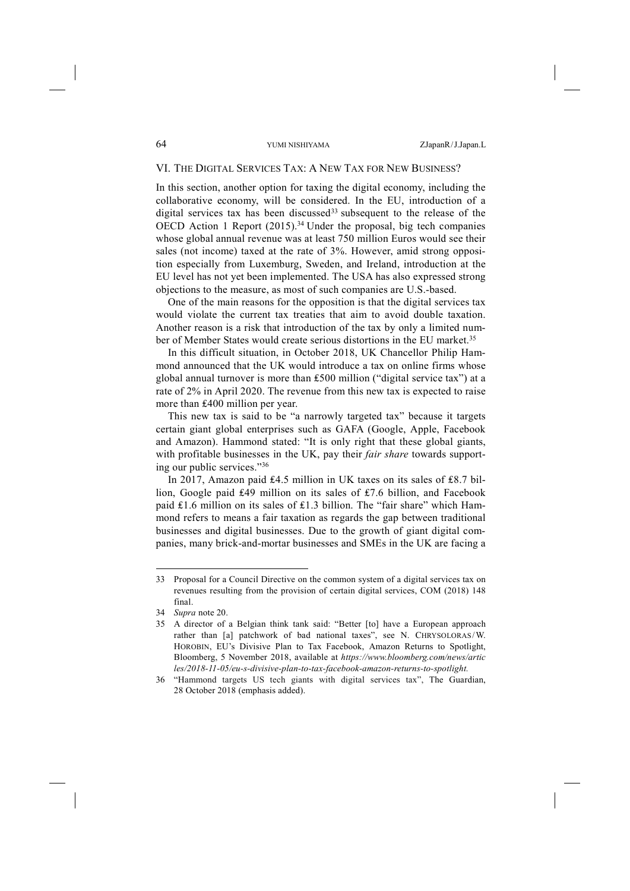## VI. The Digital Services Tax: A New Tax for New Business?

In this section, another option for taxing the digital economy, including the collaborative economy, will be considered. In the EU, introduction of a digital services tax has been discussed[33] subsequent to the release of the OECD Action 1 Report (2015).[34] Under the proposal, big tech companies whose global annual revenue was at least 750 million Euros would see their sales (not income) taxed at the rate of 3%. However, amid strong opposition especially from Luxemburg, Sweden, and Ireland, introduction at the EU level has not yet been implemented. The USA has also expressed strong objections to the measure, as most of such companies are U.S.-based.

One of the main reasons for the opposition is that the digital services tax would violate the current tax treaties that aim to avoid double taxation. Another reason is a risk that introduction of the tax by only a limited number of Member States would create serious distortions in the EU market.[35]

In this difficult situation, in October 2018, UK Chancellor Philip Hammond announced that the UK would introduce a tax on online firms whose global annual turnover is more than £500 million ("digital service tax") at a rate of 2% in April 2020. The revenue from this new tax is expected to raise more than £400 million per year.

This new tax is said to be "a narrowly targeted tax" because it targets certain giant global enterprises such as GAFA (Google, Apple, Facebook and Amazon). Hammond stated: "It is only right that these global giants, with profitable businesses in the UK, pay their *fair share* towards supporting our public services."[36]

In 2017, Amazon paid £4.5 million in UK taxes on its sales of £8.7 billion, Google paid £49 million on its sales of £7.6 billion, and Facebook paid £1.6 million on its sales of £1.3 billion. The "fair share" which Hammond refers to means a fair taxation as regards the gap between traditional businesses and digital businesses. Due to the growth of giant digital companies, many brick-and-mortar businesses and SMEs in the UK are facing a

---

33 Proposal for a Council Directive on the common system of a digital services tax on revenues resulting from the provision of certain digital services, COM (2018) 148 final.

34 *Supra* note 20.

35 A director of a Belgian think tank said: "Better [to] have a European approach rather than [a] patchwork of bad national taxes", see N. Chrysoloras/W. Horobin, EU's Divisive Plan to Tax Facebook, Amazon Returns to Spotlight, Bloomberg, 5 November 2018, available at *https://www.bloomberg.com/news/articles/2018-11-05/eu-s-divisive-plan-to-tax-facebook-amazon-returns-to-spotlight.*

36 "Hammond targets US tech giants with digital services tax", The Guardian, 28 October 2018 (emphasis added).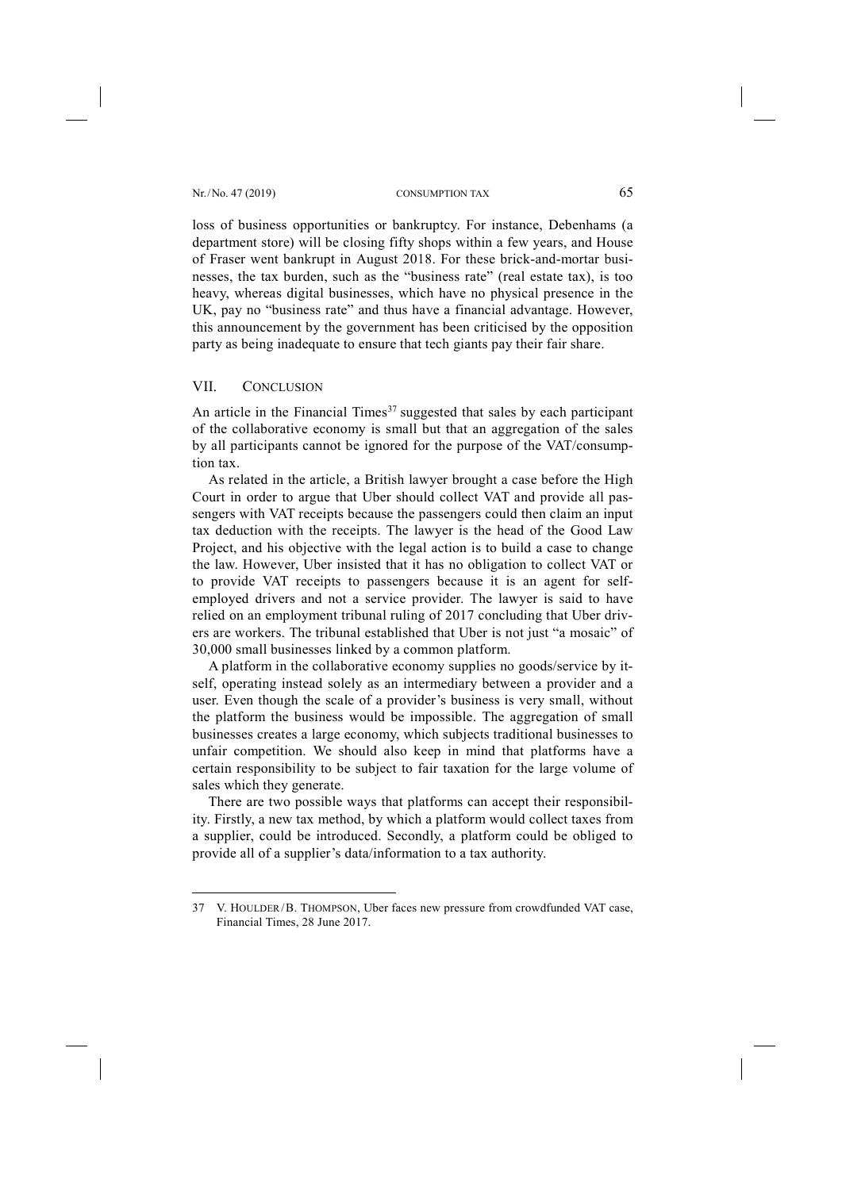loss of business opportunities or bankruptcy. For instance, Debenhams (a department store) will be closing fifty shops within a few years, and House of Fraser went bankrupt in August 2018. For these brick-and-mortar businesses, the tax burden, such as the "business rate" (real estate tax), is too heavy, whereas digital businesses, which have no physical presence in the UK, pay no "business rate" and thus have a financial advantage. However, this announcement by the government has been criticised by the opposition party as being inadequate to ensure that tech giants pay their fair share.

## VII. Conclusion

An article in the Financial Times[37] suggested that sales by each participant of the collaborative economy is small but that an aggregation of the sales by all participants cannot be ignored for the purpose of the VAT/consumption tax.

As related in the article, a British lawyer brought a case before the High Court in order to argue that Uber should collect VAT and provide all passengers with VAT receipts because the passengers could then claim an input tax deduction with the receipts. The lawyer is the head of the Good Law Project, and his objective with the legal action is to build a case to change the law. However, Uber insisted that it has no obligation to collect VAT or to provide VAT receipts to passengers because it is an agent for self-employed drivers and not a service provider. The lawyer is said to have relied on an employment tribunal ruling of 2017 concluding that Uber drivers are workers. The tribunal established that Uber is not just "a mosaic" of 30,000 small businesses linked by a common platform.

A platform in the collaborative economy supplies no goods/service by itself, operating instead solely as an intermediary between a provider and a user. Even though the scale of a provider's business is very small, without the platform the business would be impossible. The aggregation of small businesses creates a large economy, which subjects traditional businesses to unfair competition. We should also keep in mind that platforms have a certain responsibility to be subject to fair taxation for the large volume of sales which they generate.

There are two possible ways that platforms can accept their responsibility. Firstly, a new tax method, by which a platform would collect taxes from a supplier, could be introduced. Secondly, a platform could be obliged to provide all of a supplier's data/information to a tax authority.

---

37 V. Houlder / B. Thompson, Uber faces new pressure from crowdfunded VAT case, Financial Times, 28 June 2017.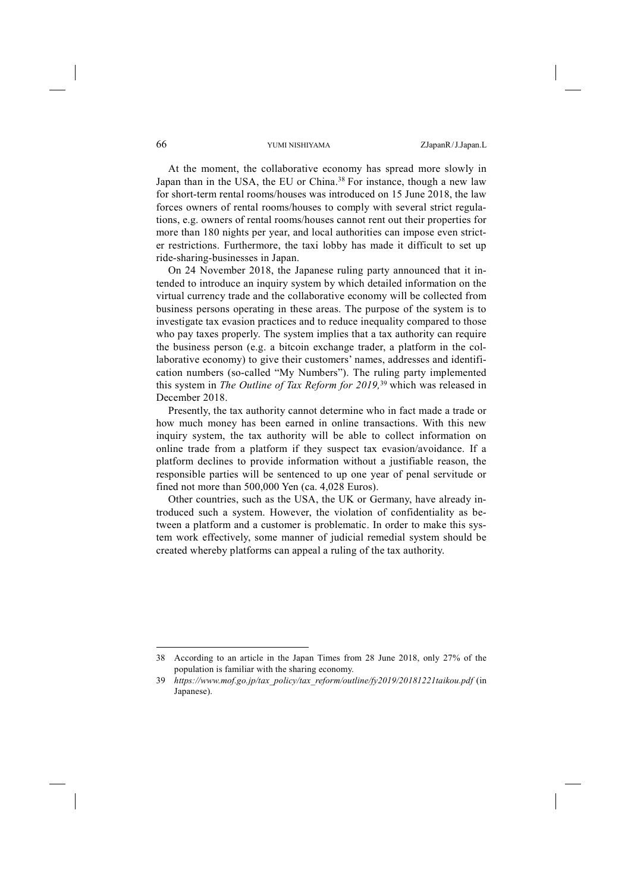At the moment, the collaborative economy has spread more slowly in Japan than in the USA, the EU or China.[38] For instance, though a new law for short-term rental rooms/houses was introduced on 15 June 2018, the law forces owners of rental rooms/houses to comply with several strict regulations, e.g. owners of rental rooms/houses cannot rent out their properties for more than 180 nights per year, and local authorities can impose even stricter restrictions. Furthermore, the taxi lobby has made it difficult to set up ride-sharing-businesses in Japan.

On 24 November 2018, the Japanese ruling party announced that it intended to introduce an inquiry system by which detailed information on the virtual currency trade and the collaborative economy will be collected from business persons operating in these areas. The purpose of the system is to investigate tax evasion practices and to reduce inequality compared to those who pay taxes properly. The system implies that a tax authority can require the business person (e.g. a bitcoin exchange trader, a platform in the collaborative economy) to give their customers' names, addresses and identification numbers (so-called "My Numbers"). The ruling party implemented this system in *The Outline of Tax Reform for 2019,*[39] which was released in December 2018.

Presently, the tax authority cannot determine who in fact made a trade or how much money has been earned in online transactions. With this new inquiry system, the tax authority will be able to collect information on online trade from a platform if they suspect tax evasion/avoidance. If a platform declines to provide information without a justifiable reason, the responsible parties will be sentenced to up one year of penal servitude or fined not more than 500,000 Yen (ca. 4,028 Euros).

Other countries, such as the USA, the UK or Germany, have already introduced such a system. However, the violation of confidentiality as between a platform and a customer is problematic. In order to make this system work effectively, some manner of judicial remedial system should be created whereby platforms can appeal a ruling of the tax authority.

---

38 According to an article in the Japan Times from 28 June 2018, only 27% of the population is familiar with the sharing economy.

39 *https://www.mof.go.jp/tax_policy/tax_reform/outline/fy2019/20181221taikou.pdf* (in Japanese).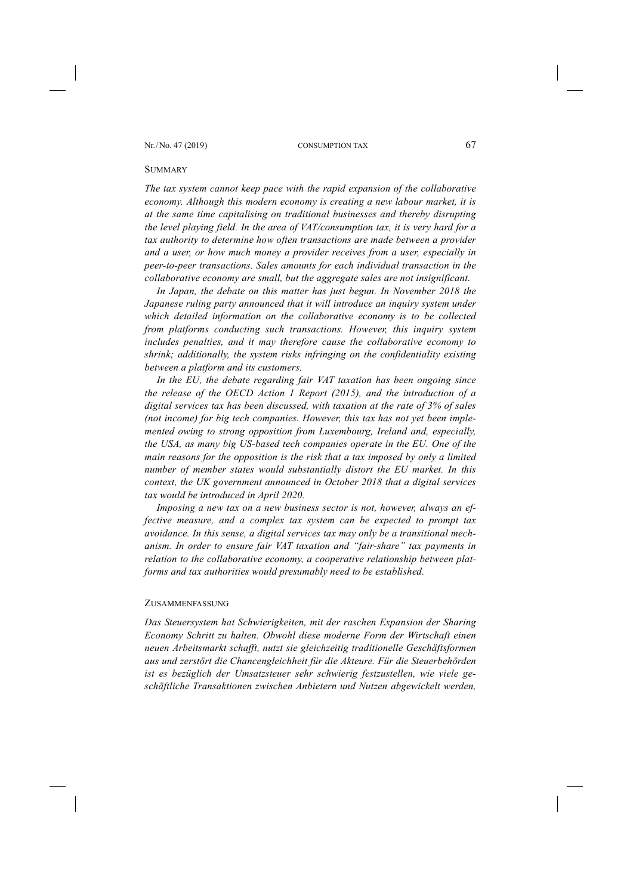## Summary

*The tax system cannot keep pace with the rapid expansion of the collaborative economy. Although this modern economy is creating a new labour market, it is at the same time capitalising on traditional businesses and thereby disrupting the level playing field. In the area of VAT/consumption tax, it is very hard for a tax authority to determine how often transactions are made between a provider and a user, or how much money a provider receives from a user, especially in peer-to-peer transactions. Sales amounts for each individual transaction in the collaborative economy are small, but the aggregate sales are not insignificant.*

*In Japan, the debate on this matter has just begun. In November 2018 the Japanese ruling party announced that it will introduce an inquiry system under which detailed information on the collaborative economy is to be collected from platforms conducting such transactions. However, this inquiry system includes penalties, and it may therefore cause the collaborative economy to shrink; additionally, the system risks infringing on the confidentiality existing between a platform and its customers.*

*In the EU, the debate regarding fair VAT taxation has been ongoing since the release of the OECD Action 1 Report (2015), and the introduction of a digital services tax has been discussed, with taxation at the rate of 3% of sales (not income) for big tech companies. However, this tax has not yet been implemented owing to strong opposition from Luxembourg, Ireland and, especially, the USA, as many big US-based tech companies operate in the EU. One of the main reasons for the opposition is the risk that a tax imposed by only a limited number of member states would substantially distort the EU market. In this context, the UK government announced in October 2018 that a digital services tax would be introduced in April 2020.*

*Imposing a new tax on a new business sector is not, however, always an effective measure, and a complex tax system can be expected to prompt tax avoidance. In this sense, a digital services tax may only be a transitional mechanism. In order to ensure fair VAT taxation and "fair-share" tax payments in relation to the collaborative economy, a cooperative relationship between platforms and tax authorities would presumably need to be established.*

## Zusammenfassung

*Das Steuersystem hat Schwierigkeiten, mit der raschen Expansion der Sharing Economy Schritt zu halten. Obwohl diese moderne Form der Wirtschaft einen neuen Arbeitsmarkt schafft, nutzt sie gleichzeitig traditionelle Geschäftsformen aus und zerstört die Chancengleichheit für die Akteure. Für die Steuerbehörden ist es bezüglich der Umsatzsteuer sehr schwierig festzustellen, wie viele geschäftliche Transaktionen zwischen Anbietern und Nutzen abgewickelt werden,*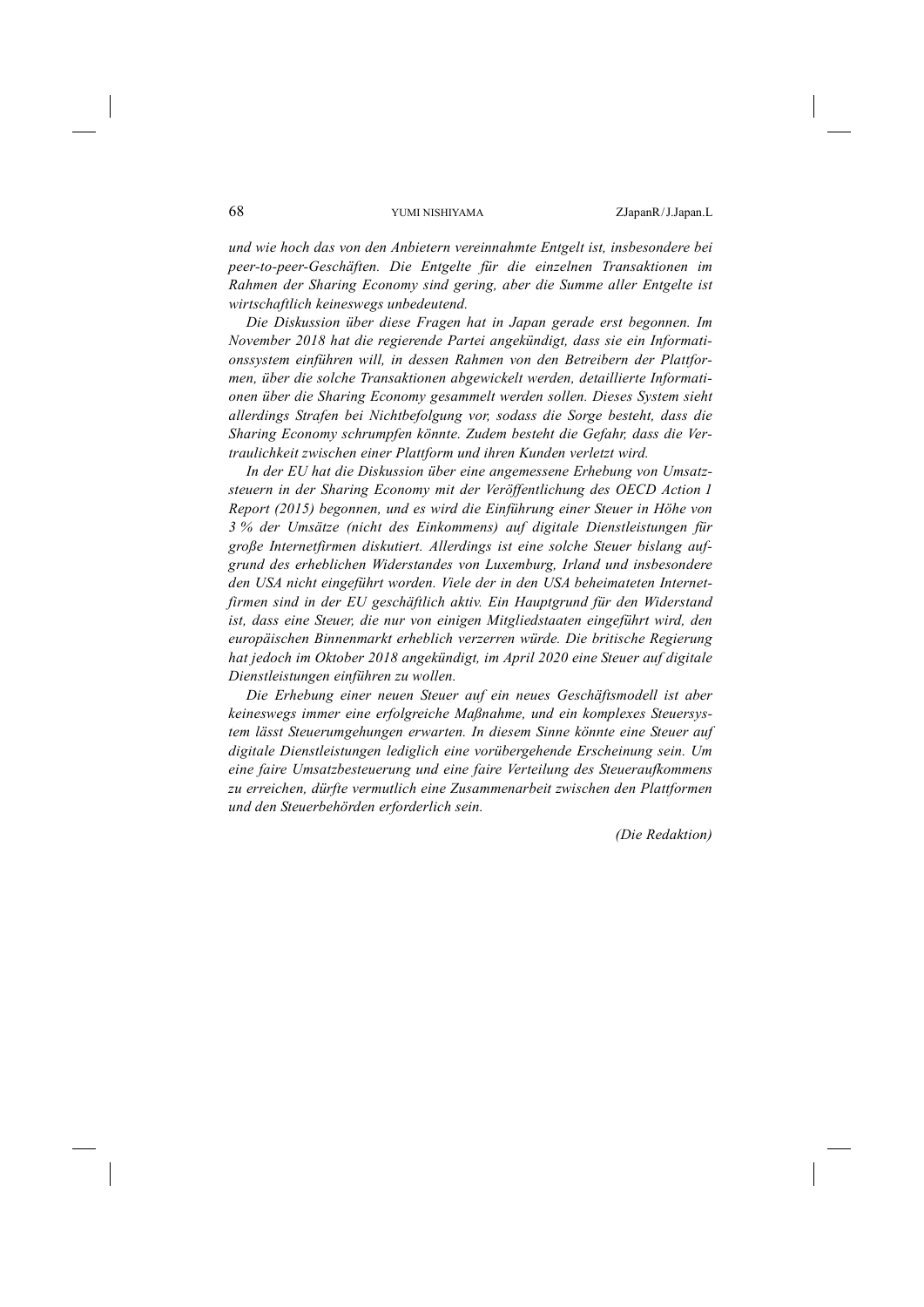*und wie hoch das von den Anbietern vereinnahmte Entgelt ist, insbesondere bei peer-to-peer-Geschäften. Die Entgelte für die einzelnen Transaktionen im Rahmen der Sharing Economy sind gering, aber die Summe aller Entgelte ist wirtschaftlich keineswegs unbedeutend.*

*Die Diskussion über diese Fragen hat in Japan gerade erst begonnen. Im November 2018 hat die regierende Partei angekündigt, dass sie ein Informationssystem einführen will, in dessen Rahmen von den Betreibern der Plattformen, über die solche Transaktionen abgewickelt werden, detaillierte Informationen über die Sharing Economy gesammelt werden sollen. Dieses System sieht allerdings Strafen bei Nichtbefolgung vor, sodass die Sorge besteht, dass die Sharing Economy schrumpfen könnte. Zudem besteht die Gefahr, dass die Vertraulichkeit zwischen einer Plattform und ihren Kunden verletzt wird.*

*In der EU hat die Diskussion über eine angemessene Erhebung von Umsatzsteuern in der Sharing Economy mit der Veröffentlichung des OECD Action 1 Report (2015) begonnen, und es wird die Einführung einer Steuer in Höhe von 3 % der Umsätze (nicht des Einkommens) auf digitale Dienstleistungen für große Internetfirmen diskutiert. Allerdings ist eine solche Steuer bislang aufgrund des erheblichen Widerstandes von Luxemburg, Irland und insbesondere den USA nicht eingeführt worden. Viele der in den USA beheimateten Internetfirmen sind in der EU geschäftlich aktiv. Ein Hauptgrund für den Widerstand ist, dass eine Steuer, die nur von einigen Mitgliedstaaten eingeführt wird, den europäischen Binnenmarkt erheblich verzerren würde. Die britische Regierung hat jedoch im Oktober 2018 angekündigt, im April 2020 eine Steuer auf digitale Dienstleistungen einführen zu wollen.*

*Die Erhebung einer neuen Steuer auf ein neues Geschäftsmodell ist aber keineswegs immer eine erfolgreiche Maßnahme, und ein komplexes Steuersystem lässt Steuerumgehungen erwarten. In diesem Sinne könnte eine Steuer auf digitale Dienstleistungen lediglich eine vorübergehende Erscheinung sein. Um eine faire Umsatzbesteuerung und eine faire Verteilung des Steueraufkommens zu erreichen, dürfte vermutlich eine Zusammenarbeit zwischen den Plattformen und den Steuerbehörden erforderlich sein.*

*(Die Redaktion)*